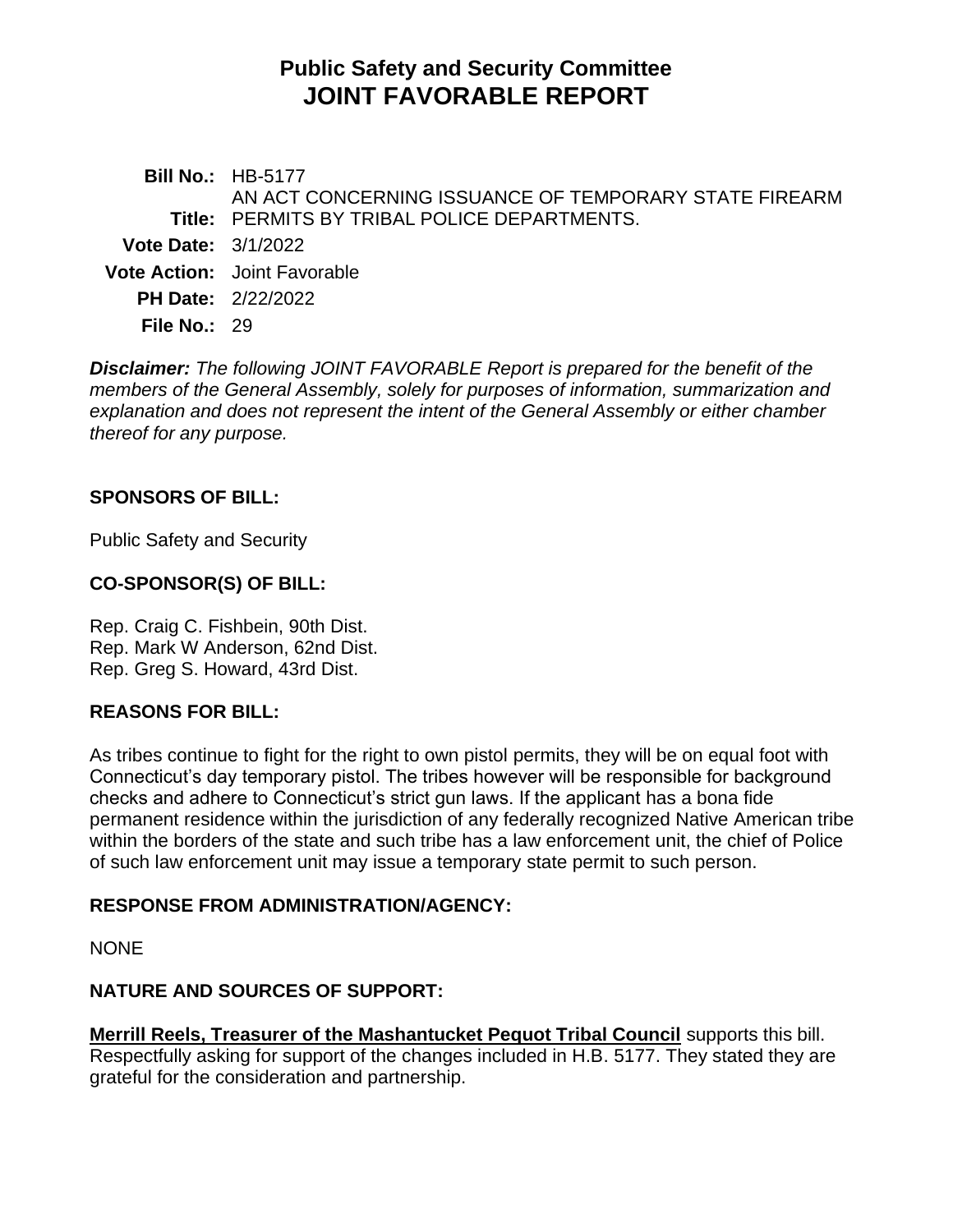# Public Safety and Security Committee
# JOINT FAVORABLE REPORT

**Bill No.:** HB-5177

**Title:** AN ACT CONCERNING ISSUANCE OF TEMPORARY STATE FIREARM PERMITS BY TRIBAL POLICE DEPARTMENTS.

**Vote Date:** 3/1/2022

**Vote Action:** Joint Favorable

**PH Date:** 2/22/2022

**File No.:** 29

***Disclaimer:*** *The following JOINT FAVORABLE Report is prepared for the benefit of the members of the General Assembly, solely for purposes of information, summarization and explanation and does not represent the intent of the General Assembly or either chamber thereof for any purpose.*

## SPONSORS OF BILL:

Public Safety and Security

## CO-SPONSOR(S) OF BILL:

Rep. Craig C. Fishbein, 90th Dist.
Rep. Mark W Anderson, 62nd Dist.
Rep. Greg S. Howard, 43rd Dist.

## REASONS FOR BILL:

As tribes continue to fight for the right to own pistol permits, they will be on equal foot with Connecticut's day temporary pistol. The tribes however will be responsible for background checks and adhere to Connecticut's strict gun laws. If the applicant has a bona fide permanent residence within the jurisdiction of any federally recognized Native American tribe within the borders of the state and such tribe has a law enforcement unit, the chief of Police of such law enforcement unit may issue a temporary state permit to such person.

## RESPONSE FROM ADMINISTRATION/AGENCY:

NONE

## NATURE AND SOURCES OF SUPPORT:

**Merrill Reels, Treasurer of the Mashantucket Pequot Tribal Council** supports this bill. Respectfully asking for support of the changes included in H.B. 5177. They stated they are grateful for the consideration and partnership.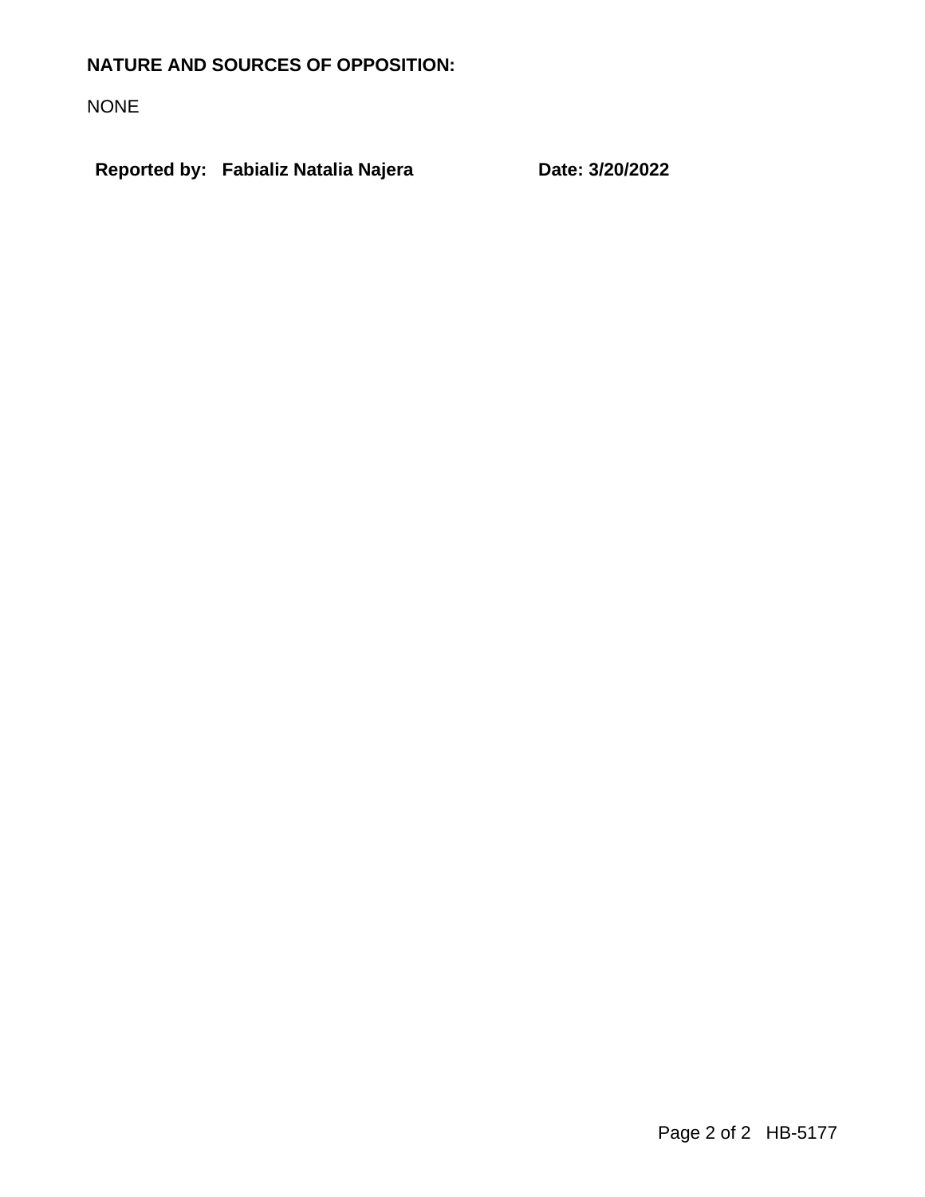**NATURE AND SOURCES OF OPPOSITION:**

NONE

**Reported by: Fabializ Natalia Najera Date: 3/20/2022**